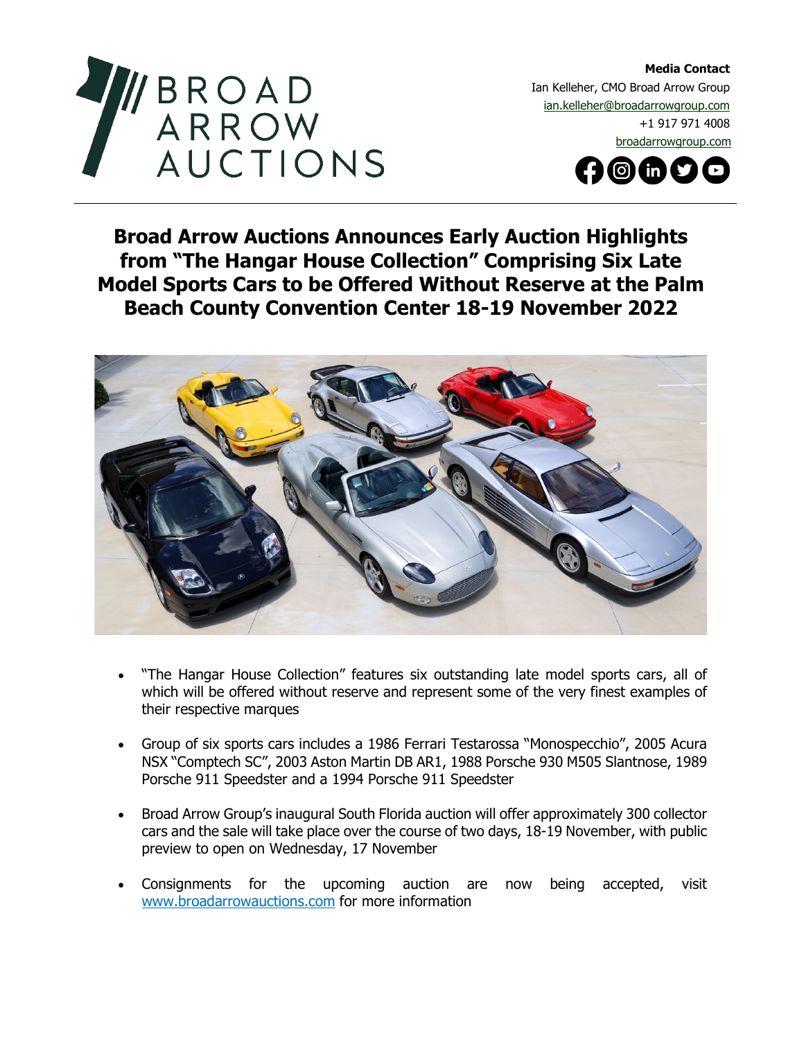BROAD ARROW AUCTIONS

**Media Contact**
Ian Kelleher, CMO Broad Arrow Group
ian.kelleher@broadarrowgroup.com
+1 917 971 4008
broadarrowgroup.com

# Broad Arrow Auctions Announces Early Auction Highlights from "The Hangar House Collection" Comprising Six Late Model Sports Cars to be Offered Without Reserve at the Palm Beach County Convention Center 18-19 November 2022

- "The Hangar House Collection" features six outstanding late model sports cars, all of which will be offered without reserve and represent some of the very finest examples of their respective marques
- Group of six sports cars includes a 1986 Ferrari Testarossa "Monospecchio", 2005 Acura NSX "Comptech SC", 2003 Aston Martin DB AR1, 1988 Porsche 930 M505 Slantnose, 1989 Porsche 911 Speedster and a 1994 Porsche 911 Speedster
- Broad Arrow Group's inaugural South Florida auction will offer approximately 300 collector cars and the sale will take place over the course of two days, 18-19 November, with public preview to open on Wednesday, 17 November
- Consignments for the upcoming auction are now being accepted, visit www.broadarrowauctions.com for more information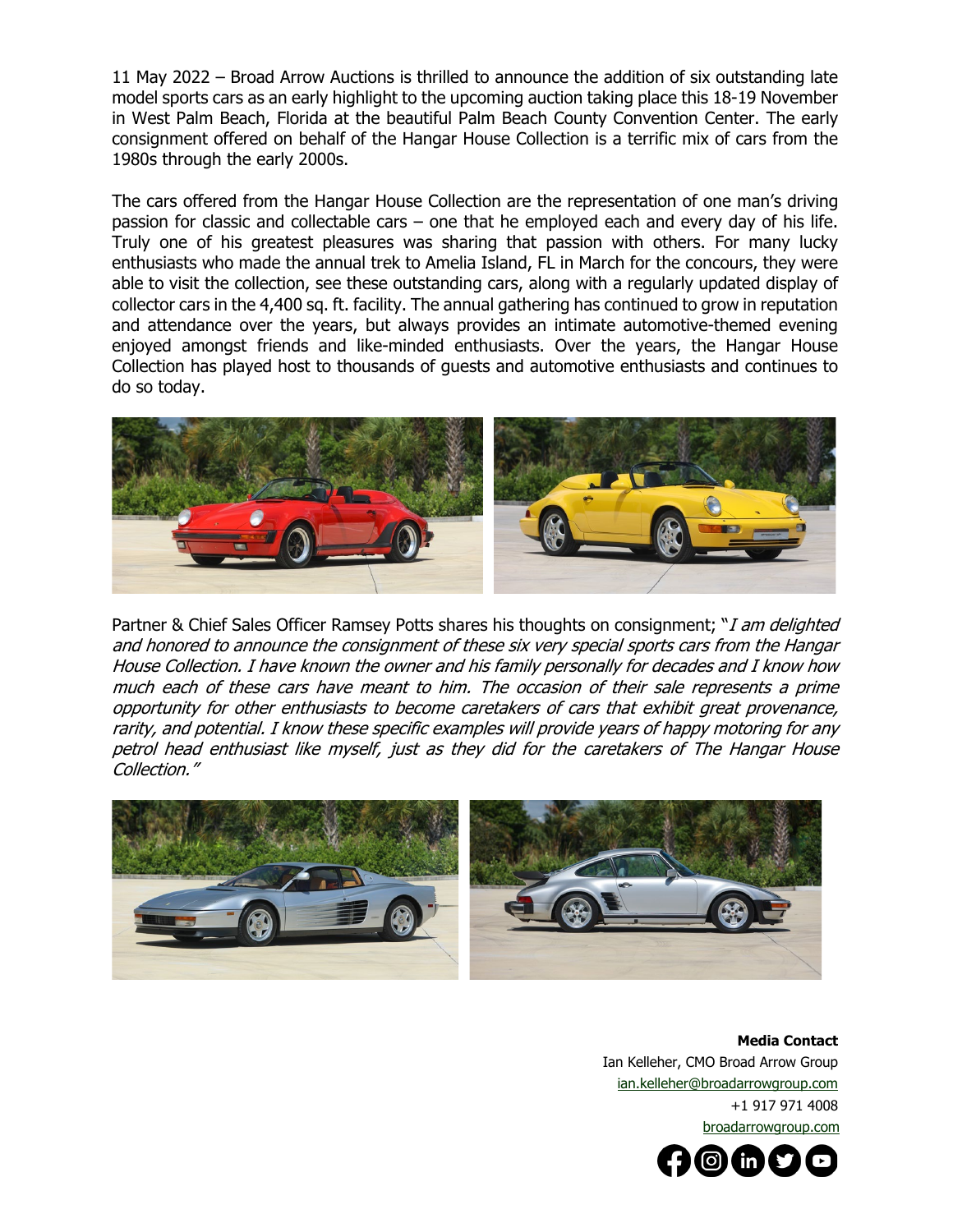11 May 2022 – Broad Arrow Auctions is thrilled to announce the addition of six outstanding late model sports cars as an early highlight to the upcoming auction taking place this 18-19 November in West Palm Beach, Florida at the beautiful Palm Beach County Convention Center. The early consignment offered on behalf of the Hangar House Collection is a terrific mix of cars from the 1980s through the early 2000s.

The cars offered from the Hangar House Collection are the representation of one man's driving passion for classic and collectable cars – one that he employed each and every day of his life. Truly one of his greatest pleasures was sharing that passion with others. For many lucky enthusiasts who made the annual trek to Amelia Island, FL in March for the concours, they were able to visit the collection, see these outstanding cars, along with a regularly updated display of collector cars in the 4,400 sq. ft. facility. The annual gathering has continued to grow in reputation and attendance over the years, but always provides an intimate automotive-themed evening enjoyed amongst friends and like-minded enthusiasts. Over the years, the Hangar House Collection has played host to thousands of guests and automotive enthusiasts and continues to do so today.

Partner & Chief Sales Officer Ramsey Potts shares his thoughts on consignment; "*I am delighted and honored to announce the consignment of these six very special sports cars from the Hangar House Collection. I have known the owner and his family personally for decades and I know how much each of these cars have meant to him. The occasion of their sale represents a prime opportunity for other enthusiasts to become caretakers of cars that exhibit great provenance, rarity, and potential. I know these specific examples will provide years of happy motoring for any petrol head enthusiast like myself, just as they did for the caretakers of The Hangar House Collection.*"

**Media Contact**
Ian Kelleher, CMO Broad Arrow Group
ian.kelleher@broadarrowgroup.com
+1 917 971 4008
broadarrowgroup.com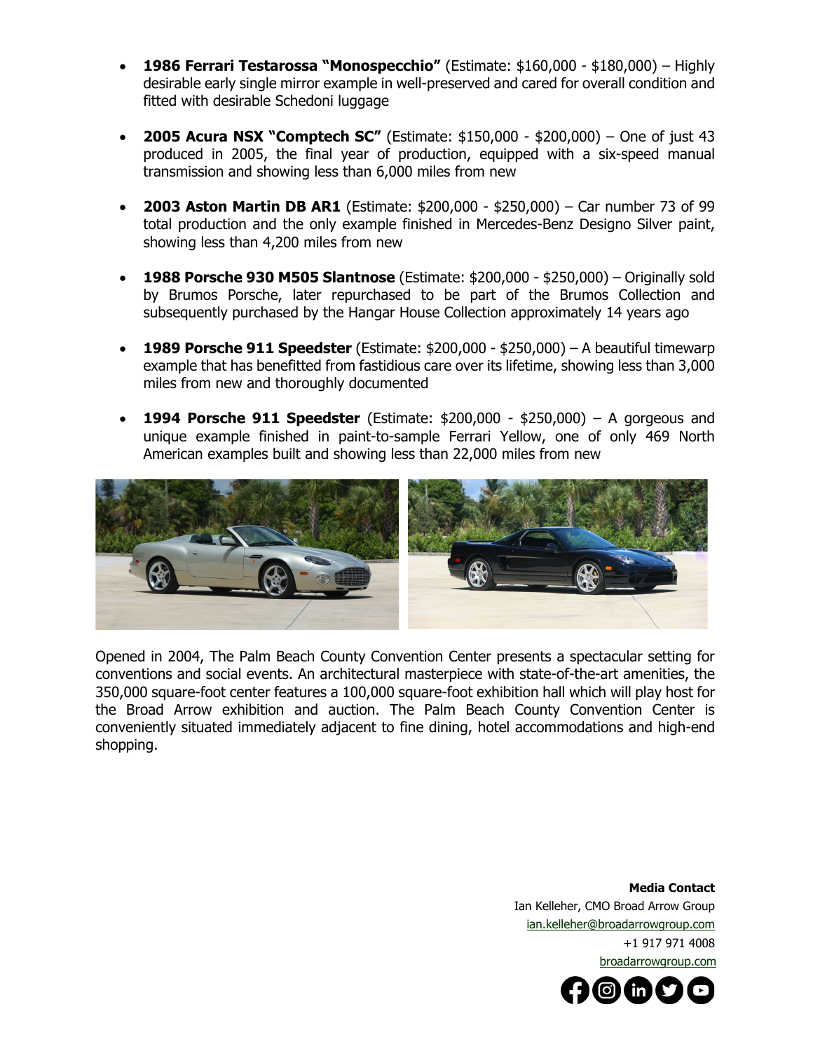- **1986 Ferrari Testarossa "Monospecchio"** (Estimate: $160,000 - $180,000) – Highly desirable early single mirror example in well-preserved and cared for overall condition and fitted with desirable Schedoni luggage

- **2005 Acura NSX "Comptech SC"** (Estimate: $150,000 - $200,000) – One of just 43 produced in 2005, the final year of production, equipped with a six-speed manual transmission and showing less than 6,000 miles from new

- **2003 Aston Martin DB AR1** (Estimate: $200,000 - $250,000) – Car number 73 of 99 total production and the only example finished in Mercedes-Benz Designo Silver paint, showing less than 4,200 miles from new

- **1988 Porsche 930 M505 Slantnose** (Estimate: $200,000 - $250,000) – Originally sold by Brumos Porsche, later repurchased to be part of the Brumos Collection and subsequently purchased by the Hangar House Collection approximately 14 years ago

- **1989 Porsche 911 Speedster** (Estimate: $200,000 - $250,000) – A beautiful timewarp example that has benefitted from fastidious care over its lifetime, showing less than 3,000 miles from new and thoroughly documented

- **1994 Porsche 911 Speedster** (Estimate: $200,000 - $250,000) – A gorgeous and unique example finished in paint-to-sample Ferrari Yellow, one of only 469 North American examples built and showing less than 22,000 miles from new

Opened in 2004, The Palm Beach County Convention Center presents a spectacular setting for conventions and social events. An architectural masterpiece with state-of-the-art amenities, the 350,000 square-foot center features a 100,000 square-foot exhibition hall which will play host for the Broad Arrow exhibition and auction. The Palm Beach County Convention Center is conveniently situated immediately adjacent to fine dining, hotel accommodations and high-end shopping.

**Media Contact**
Ian Kelleher, CMO Broad Arrow Group
ian.kelleher@broadarrowgroup.com
+1 917 971 4008
broadarrowgroup.com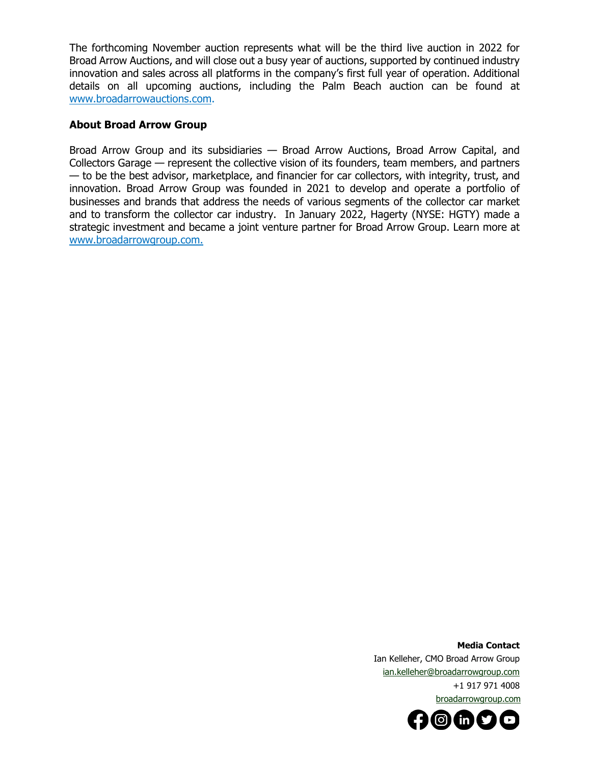The forthcoming November auction represents what will be the third live auction in 2022 for Broad Arrow Auctions, and will close out a busy year of auctions, supported by continued industry innovation and sales across all platforms in the company's first full year of operation. Additional details on all upcoming auctions, including the Palm Beach auction can be found at www.broadarrowauctions.com.

## About Broad Arrow Group

Broad Arrow Group and its subsidiaries — Broad Arrow Auctions, Broad Arrow Capital, and Collectors Garage — represent the collective vision of its founders, team members, and partners — to be the best advisor, marketplace, and financier for car collectors, with integrity, trust, and innovation. Broad Arrow Group was founded in 2021 to develop and operate a portfolio of businesses and brands that address the needs of various segments of the collector car market and to transform the collector car industry. In January 2022, Hagerty (NYSE: HGTY) made a strategic investment and became a joint venture partner for Broad Arrow Group. Learn more at www.broadarrowgroup.com.

**Media Contact**
Ian Kelleher, CMO Broad Arrow Group
ian.kelleher@broadarrowgroup.com
+1 917 971 4008
broadarrowgroup.com